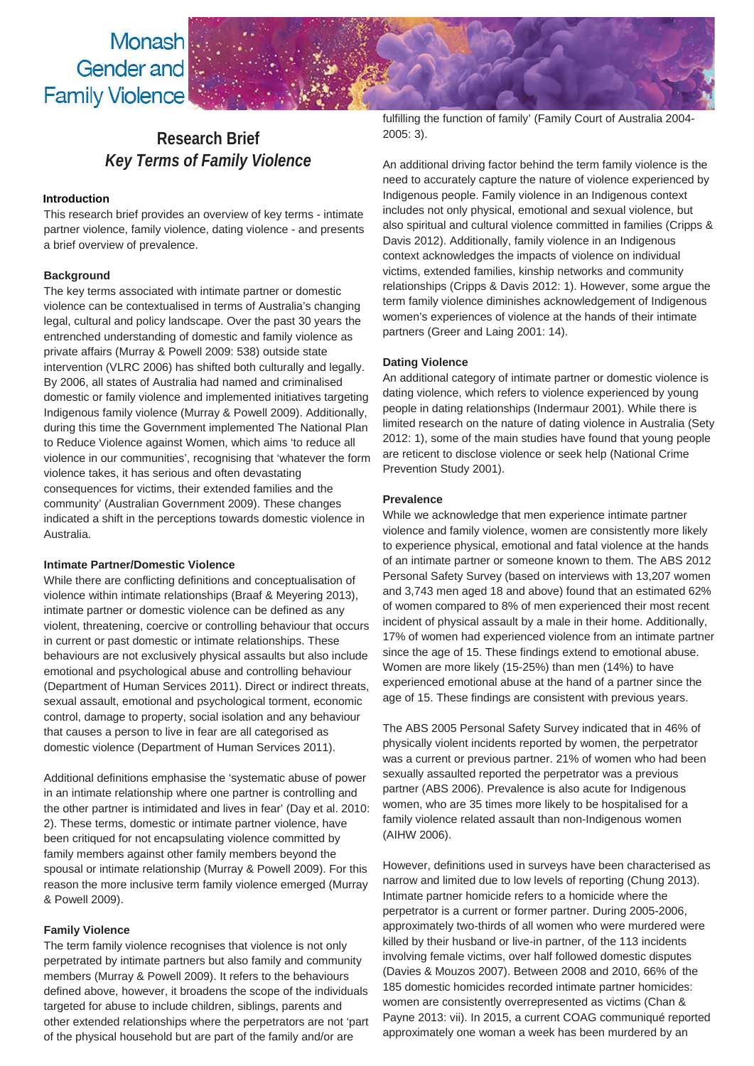Monash Gender and Family Violence

# Research Brief
## *Key Terms of Family Violence*

### Introduction

This research brief provides an overview of key terms - intimate partner violence, family violence, dating violence - and presents a brief overview of prevalence.

### Background

The key terms associated with intimate partner or domestic violence can be contextualised in terms of Australia's changing legal, cultural and policy landscape. Over the past 30 years the entrenched understanding of domestic and family violence as private affairs (Murray & Powell 2009: 538) outside state intervention (VLRC 2006) has shifted both culturally and legally. By 2006, all states of Australia had named and criminalised domestic or family violence and implemented initiatives targeting Indigenous family violence (Murray & Powell 2009). Additionally, during this time the Government implemented The National Plan to Reduce Violence against Women, which aims 'to reduce all violence in our communities', recognising that 'whatever the form violence takes, it has serious and often devastating consequences for victims, their extended families and the community' (Australian Government 2009). These changes indicated a shift in the perceptions towards domestic violence in Australia.

### Intimate Partner/Domestic Violence

While there are conflicting definitions and conceptualisation of violence within intimate relationships (Braaf & Meyering 2013), intimate partner or domestic violence can be defined as any violent, threatening, coercive or controlling behaviour that occurs in current or past domestic or intimate relationships. These behaviours are not exclusively physical assaults but also include emotional and psychological abuse and controlling behaviour (Department of Human Services 2011). Direct or indirect threats, sexual assault, emotional and psychological torment, economic control, damage to property, social isolation and any behaviour that causes a person to live in fear are all categorised as domestic violence (Department of Human Services 2011).

Additional definitions emphasise the 'systematic abuse of power in an intimate relationship where one partner is controlling and the other partner is intimidated and lives in fear' (Day et al. 2010: 2). These terms, domestic or intimate partner violence, have been critiqued for not encapsulating violence committed by family members against other family members beyond the spousal or intimate relationship (Murray & Powell 2009). For this reason the more inclusive term family violence emerged (Murray & Powell 2009).

### Family Violence

The term family violence recognises that violence is not only perpetrated by intimate partners but also family and community members (Murray & Powell 2009). It refers to the behaviours defined above, however, it broadens the scope of the individuals targeted for abuse to include children, siblings, parents and other extended relationships where the perpetrators are not 'part of the physical household but are part of the family and/or are fulfilling the function of family' (Family Court of Australia 2004-2005: 3).

An additional driving factor behind the term family violence is the need to accurately capture the nature of violence experienced by Indigenous people. Family violence in an Indigenous context includes not only physical, emotional and sexual violence, but also spiritual and cultural violence committed in families (Cripps & Davis 2012). Additionally, family violence in an Indigenous context acknowledges the impacts of violence on individual victims, extended families, kinship networks and community relationships (Cripps & Davis 2012: 1). However, some argue the term family violence diminishes acknowledgement of Indigenous women's experiences of violence at the hands of their intimate partners (Greer and Laing 2001: 14).

### Dating Violence

An additional category of intimate partner or domestic violence is dating violence, which refers to violence experienced by young people in dating relationships (Indermaur 2001). While there is limited research on the nature of dating violence in Australia (Sety 2012: 1), some of the main studies have found that young people are reticent to disclose violence or seek help (National Crime Prevention Study 2001).

### Prevalence

While we acknowledge that men experience intimate partner violence and family violence, women are consistently more likely to experience physical, emotional and fatal violence at the hands of an intimate partner or someone known to them. The ABS 2012 Personal Safety Survey (based on interviews with 13,207 women and 3,743 men aged 18 and above) found that an estimated 62% of women compared to 8% of men experienced their most recent incident of physical assault by a male in their home. Additionally, 17% of women had experienced violence from an intimate partner since the age of 15. These findings extend to emotional abuse. Women are more likely (15-25%) than men (14%) to have experienced emotional abuse at the hand of a partner since the age of 15. These findings are consistent with previous years.

The ABS 2005 Personal Safety Survey indicated that in 46% of physically violent incidents reported by women, the perpetrator was a current or previous partner. 21% of women who had been sexually assaulted reported the perpetrator was a previous partner (ABS 2006). Prevalence is also acute for Indigenous women, who are 35 times more likely to be hospitalised for a family violence related assault than non-Indigenous women (AIHW 2006).

However, definitions used in surveys have been characterised as narrow and limited due to low levels of reporting (Chung 2013). Intimate partner homicide refers to a homicide where the perpetrator is a current or former partner. During 2005-2006, approximately two-thirds of all women who were murdered were killed by their husband or live-in partner, of the 113 incidents involving female victims, over half followed domestic disputes (Davies & Mouzos 2007). Between 2008 and 2010, 66% of the 185 domestic homicides recorded intimate partner homicides: women are consistently overrepresented as victims (Chan & Payne 2013: vii). In 2015, a current COAG communiqué reported approximately one woman a week has been murdered by an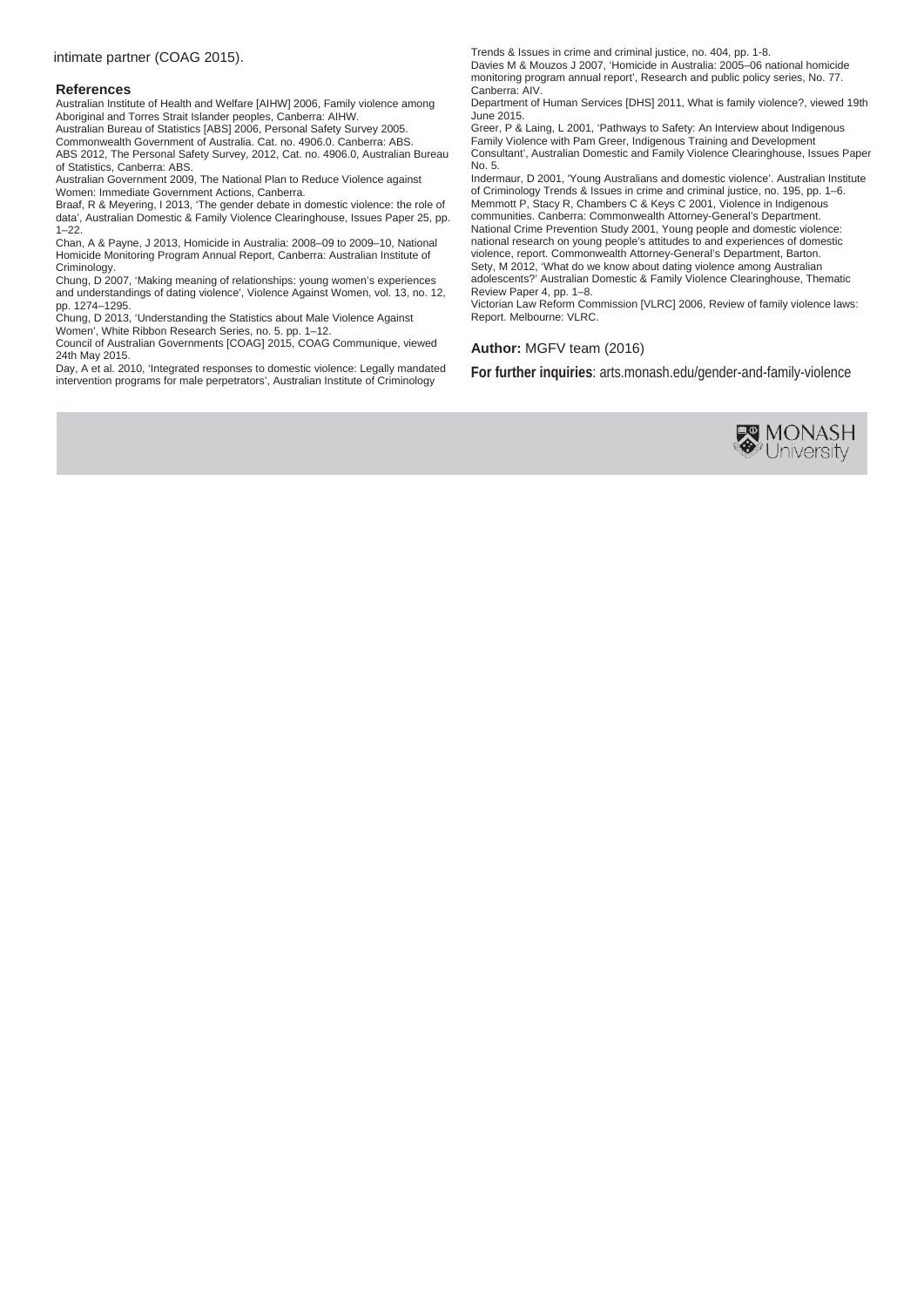intimate partner (COAG 2015).

### References

Australian Institute of Health and Welfare [AIHW] 2006, Family violence among Aboriginal and Torres Strait Islander peoples, Canberra: AIHW.

Australian Bureau of Statistics [ABS] 2006, Personal Safety Survey 2005. Commonwealth Government of Australia. Cat. no. 4906.0. Canberra: ABS.

ABS 2012, The Personal Safety Survey, 2012, Cat. no. 4906.0, Australian Bureau of Statistics, Canberra: ABS.

Australian Government 2009, The National Plan to Reduce Violence against Women: Immediate Government Actions, Canberra.

Braaf, R & Meyering, I 2013, 'The gender debate in domestic violence: the role of data', Australian Domestic & Family Violence Clearinghouse, Issues Paper 25, pp. 1–22.

Chan, A & Payne, J 2013, Homicide in Australia: 2008–09 to 2009–10, National Homicide Monitoring Program Annual Report, Canberra: Australian Institute of Criminology.

Chung, D 2007, 'Making meaning of relationships: young women's experiences and understandings of dating violence', Violence Against Women, vol. 13, no. 12, pp. 1274–1295.

Chung, D 2013, 'Understanding the Statistics about Male Violence Against Women', White Ribbon Research Series, no. 5. pp. 1–12.

Council of Australian Governments [COAG] 2015, COAG Communique, viewed 24th May 2015.

Day, A et al. 2010, 'Integrated responses to domestic violence: Legally mandated intervention programs for male perpetrators', Australian Institute of Criminology Trends & Issues in crime and criminal justice, no. 404, pp. 1-8.

Davies M & Mouzos J 2007, 'Homicide in Australia: 2005–06 national homicide monitoring program annual report', Research and public policy series, No. 77. Canberra: AIV.

Department of Human Services [DHS] 2011, What is family violence?, viewed 19th June 2015.

Greer, P & Laing, L 2001, 'Pathways to Safety: An Interview about Indigenous Family Violence with Pam Greer, Indigenous Training and Development Consultant', Australian Domestic and Family Violence Clearinghouse, Issues Paper No. 5.

Indermaur, D 2001, 'Young Australians and domestic violence'. Australian Institute of Criminology Trends & Issues in crime and criminal justice, no. 195, pp. 1–6.

Memmott P, Stacy R, Chambers C & Keys C 2001, Violence in Indigenous communities. Canberra: Commonwealth Attorney-General's Department.

National Crime Prevention Study 2001, Young people and domestic violence: national research on young people's attitudes to and experiences of domestic violence, report. Commonwealth Attorney-General's Department, Barton.

Sety, M 2012, 'What do we know about dating violence among Australian adolescents?' Australian Domestic & Family Violence Clearinghouse, Thematic Review Paper 4, pp. 1–8.

Victorian Law Reform Commission [VLRC] 2006, Review of family violence laws: Report. Melbourne: VLRC.

**Author:** MGFV team (2016)

**For further inquiries**: arts.monash.edu/gender-and-family-violence

MONASH University